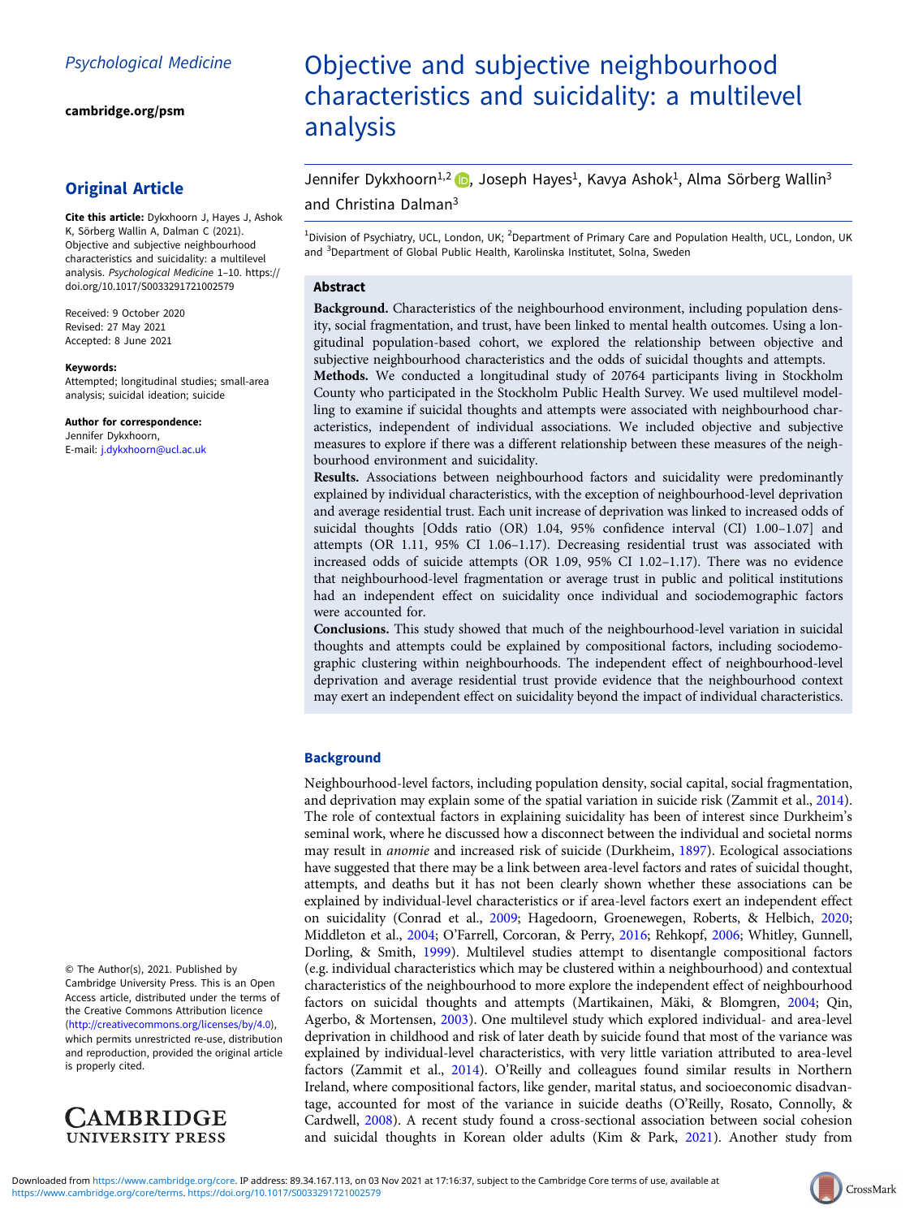Psychological Medicine

cambridge.org/psm

## Original Article

**Cite this article:** Dykxhoorn J, Hayes J, Ashok K, Sörberg Wallin A, Dalman C (2021). Objective and subjective neighbourhood characteristics and suicidality: a multilevel analysis. *Psychological Medicine* 1–10. https://doi.org/10.1017/S0033291721002579

Received: 9 October 2020
Revised: 27 May 2021
Accepted: 8 June 2021

**Keywords:**
Attempted; longitudinal studies; small-area analysis; suicidal ideation; suicide

**Author for correspondence:**
Jennifer Dykxhoorn,
E-mail: j.dykxhoorn@ucl.ac.uk

© The Author(s), 2021. Published by Cambridge University Press. This is an Open Access article, distributed under the terms of the Creative Commons Attribution licence (http://creativecommons.org/licenses/by/4.0), which permits unrestricted re-use, distribution and reproduction, provided the original article is properly cited.

# Objective and subjective neighbourhood characteristics and suicidality: a multilevel analysis

Jennifer Dykxhoorn[1,2], Joseph Hayes[1], Kavya Ashok[1], Alma Sörberg Wallin[3] and Christina Dalman[3]

[1]Division of Psychiatry, UCL, London, UK; [2]Department of Primary Care and Population Health, UCL, London, UK and [3]Department of Global Public Health, Karolinska Institutet, Solna, Sweden

## Abstract

**Background.** Characteristics of the neighbourhood environment, including population density, social fragmentation, and trust, have been linked to mental health outcomes. Using a longitudinal population-based cohort, we explored the relationship between objective and subjective neighbourhood characteristics and the odds of suicidal thoughts and attempts.

**Methods.** We conducted a longitudinal study of 20764 participants living in Stockholm County who participated in the Stockholm Public Health Survey. We used multilevel modelling to examine if suicidal thoughts and attempts were associated with neighbourhood characteristics, independent of individual associations. We included objective and subjective measures to explore if there was a different relationship between these measures of the neighbourhood environment and suicidality.

**Results.** Associations between neighbourhood factors and suicidality were predominantly explained by individual characteristics, with the exception of neighbourhood-level deprivation and average residential trust. Each unit increase of deprivation was linked to increased odds of suicidal thoughts [Odds ratio (OR) 1.04, 95% confidence interval (CI) 1.00–1.07] and attempts (OR 1.11, 95% CI 1.06–1.17). Decreasing residential trust was associated with increased odds of suicide attempts (OR 1.09, 95% CI 1.02–1.17). There was no evidence that neighbourhood-level fragmentation or average trust in public and political institutions had an independent effect on suicidality once individual and sociodemographic factors were accounted for.

**Conclusions.** This study showed that much of the neighbourhood-level variation in suicidal thoughts and attempts could be explained by compositional factors, including sociodemographic clustering within neighbourhoods. The independent effect of neighbourhood-level deprivation and average residential trust provide evidence that the neighbourhood context may exert an independent effect on suicidality beyond the impact of individual characteristics.

## Background

Neighbourhood-level factors, including population density, social capital, social fragmentation, and deprivation may explain some of the spatial variation in suicide risk (Zammit et al., 2014). The role of contextual factors in explaining suicidality has been of interest since Durkheim's seminal work, where he discussed how a disconnect between the individual and societal norms may result in *anomie* and increased risk of suicide (Durkheim, 1897). Ecological associations have suggested that there may be a link between area-level factors and rates of suicidal thought, attempts, and deaths but it has not been clearly shown whether these associations can be explained by individual-level characteristics or if area-level factors exert an independent effect on suicidality (Conrad et al., 2009; Hagedoorn, Groenewegen, Roberts, & Helbich, 2020; Middleton et al., 2004; O'Farrell, Corcoran, & Perry, 2016; Rehkopf, 2006; Whitley, Gunnell, Dorling, & Smith, 1999). Multilevel studies attempt to disentangle compositional factors (e.g. individual characteristics which may be clustered within a neighbourhood) and contextual characteristics of the neighbourhood to more explore the independent effect of neighbourhood factors on suicidal thoughts and attempts (Martikainen, Mäki, & Blomgren, 2004; Qin, Agerbo, & Mortensen, 2003). One multilevel study which explored individual- and area-level deprivation in childhood and risk of later death by suicide found that most of the variance was explained by individual-level characteristics, with very little variation attributed to area-level factors (Zammit et al., 2014). O'Reilly and colleagues found similar results in Northern Ireland, where compositional factors, like gender, marital status, and socioeconomic disadvantage, accounted for most of the variance in suicide deaths (O'Reilly, Rosato, Connolly, & Cardwell, 2008). A recent study found a cross-sectional association between social cohesion and suicidal thoughts in Korean older adults (Kim & Park, 2021). Another study from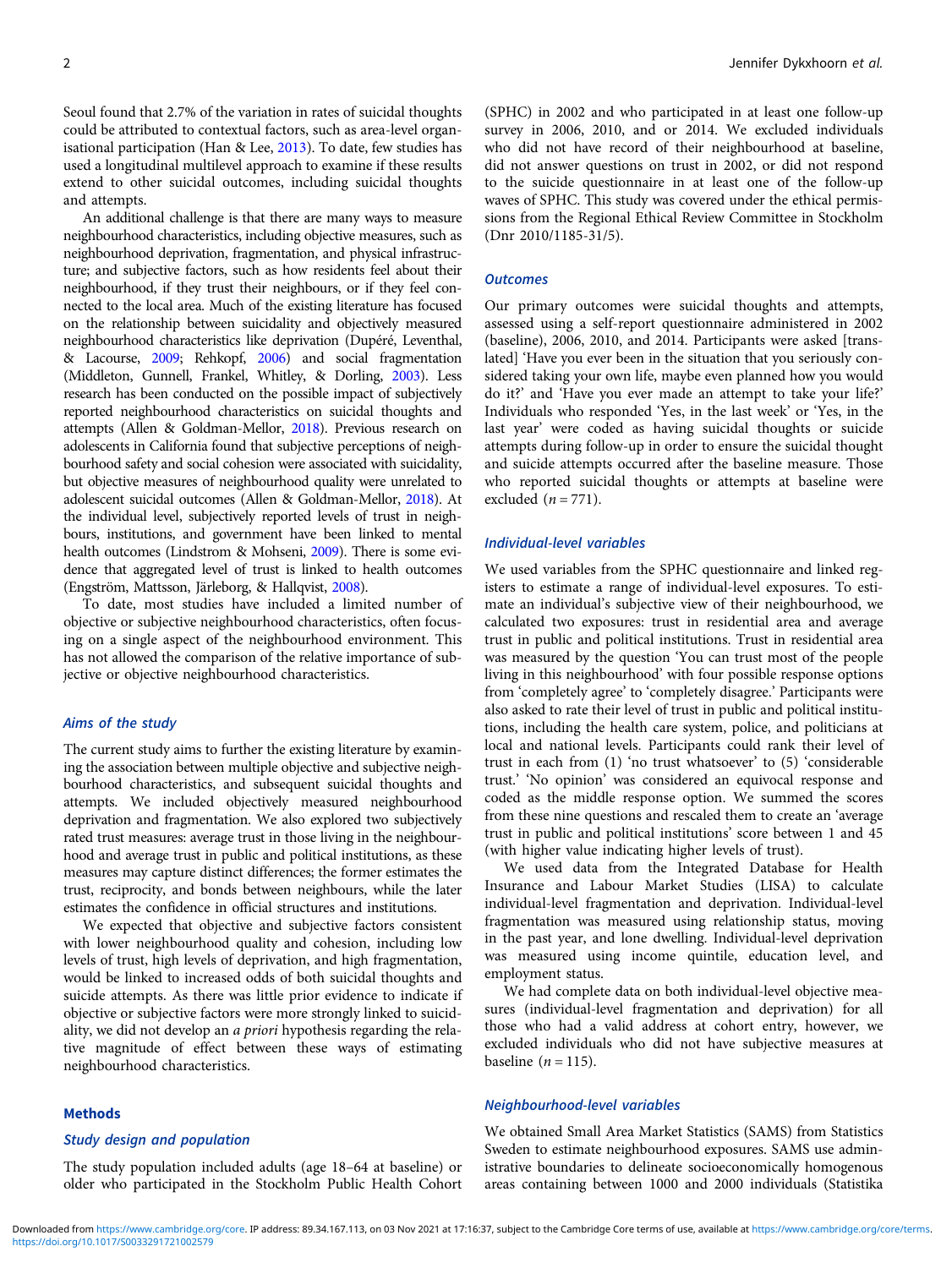Seoul found that 2.7% of the variation in rates of suicidal thoughts could be attributed to contextual factors, such as area-level organisational participation (Han & Lee, 2013). To date, few studies has used a longitudinal multilevel approach to examine if these results extend to other suicidal outcomes, including suicidal thoughts and attempts.

An additional challenge is that there are many ways to measure neighbourhood characteristics, including objective measures, such as neighbourhood deprivation, fragmentation, and physical infrastructure; and subjective factors, such as how residents feel about their neighbourhood, if they trust their neighbours, or if they feel connected to the local area. Much of the existing literature has focused on the relationship between suicidality and objectively measured neighbourhood characteristics like deprivation (Dupéré, Leventhal, & Lacourse, 2009; Rehkopf, 2006) and social fragmentation (Middleton, Gunnell, Frankel, Whitley, & Dorling, 2003). Less research has been conducted on the possible impact of subjectively reported neighbourhood characteristics on suicidal thoughts and attempts (Allen & Goldman-Mellor, 2018). Previous research on adolescents in California found that subjective perceptions of neighbourhood safety and social cohesion were associated with suicidality, but objective measures of neighbourhood quality were unrelated to adolescent suicidal outcomes (Allen & Goldman-Mellor, 2018). At the individual level, subjectively reported levels of trust in neighbours, institutions, and government have been linked to mental health outcomes (Lindstrom & Mohseni, 2009). There is some evidence that aggregated level of trust is linked to health outcomes (Engström, Mattsson, Järleborg, & Hallqvist, 2008).

To date, most studies have included a limited number of objective or subjective neighbourhood characteristics, often focusing on a single aspect of the neighbourhood environment. This has not allowed the comparison of the relative importance of subjective or objective neighbourhood characteristics.

### Aims of the study

The current study aims to further the existing literature by examining the association between multiple objective and subjective neighbourhood characteristics, and subsequent suicidal thoughts and attempts. We included objectively measured neighbourhood deprivation and fragmentation. We also explored two subjectively rated trust measures: average trust in those living in the neighbourhood and average trust in public and political institutions, as these measures may capture distinct differences; the former estimates the trust, reciprocity, and bonds between neighbours, while the later estimates the confidence in official structures and institutions.

We expected that objective and subjective factors consistent with lower neighbourhood quality and cohesion, including low levels of trust, high levels of deprivation, and high fragmentation, would be linked to increased odds of both suicidal thoughts and suicide attempts. As there was little prior evidence to indicate if objective or subjective factors were more strongly linked to suicidality, we did not develop an *a priori* hypothesis regarding the relative magnitude of effect between these ways of estimating neighbourhood characteristics.

## Methods

### Study design and population

The study population included adults (age 18–64 at baseline) or older who participated in the Stockholm Public Health Cohort (SPHC) in 2002 and who participated in at least one follow-up survey in 2006, 2010, and or 2014. We excluded individuals who did not have record of their neighbourhood at baseline, did not answer questions on trust in 2002, or did not respond to the suicide questionnaire in at least one of the follow-up waves of SPHC. This study was covered under the ethical permissions from the Regional Ethical Review Committee in Stockholm (Dnr 2010/1185-31/5).

### Outcomes

Our primary outcomes were suicidal thoughts and attempts, assessed using a self-report questionnaire administered in 2002 (baseline), 2006, 2010, and 2014. Participants were asked [translated] 'Have you ever been in the situation that you seriously considered taking your own life, maybe even planned how you would do it?' and 'Have you ever made an attempt to take your life?' Individuals who responded 'Yes, in the last week' or 'Yes, in the last year' were coded as having suicidal thoughts or suicide attempts during follow-up in order to ensure the suicidal thought and suicide attempts occurred after the baseline measure. Those who reported suicidal thoughts or attempts at baseline were excluded ($n = 771$).

### Individual-level variables

We used variables from the SPHC questionnaire and linked registers to estimate a range of individual-level exposures. To estimate an individual's subjective view of their neighbourhood, we calculated two exposures: trust in residential area and average trust in public and political institutions. Trust in residential area was measured by the question 'You can trust most of the people living in this neighbourhood' with four possible response options from 'completely agree' to 'completely disagree.' Participants were also asked to rate their level of trust in public and political institutions, including the health care system, police, and politicians at local and national levels. Participants could rank their level of trust in each from (1) 'no trust whatsoever' to (5) 'considerable trust.' 'No opinion' was considered an equivocal response and coded as the middle response option. We summed the scores from these nine questions and rescaled them to create an 'average trust in public and political institutions' score between 1 and 45 (with higher value indicating higher levels of trust).

We used data from the Integrated Database for Health Insurance and Labour Market Studies (LISA) to calculate individual-level fragmentation and deprivation. Individual-level fragmentation was measured using relationship status, moving in the past year, and lone dwelling. Individual-level deprivation was measured using income quintile, education level, and employment status.

We had complete data on both individual-level objective measures (individual-level fragmentation and deprivation) for all those who had a valid address at cohort entry, however, we excluded individuals who did not have subjective measures at baseline ($n = 115$).

### Neighbourhood-level variables

We obtained Small Area Market Statistics (SAMS) from Statistics Sweden to estimate neighbourhood exposures. SAMS use administrative boundaries to delineate socioeconomically homogenous areas containing between 1000 and 2000 individuals (Statistika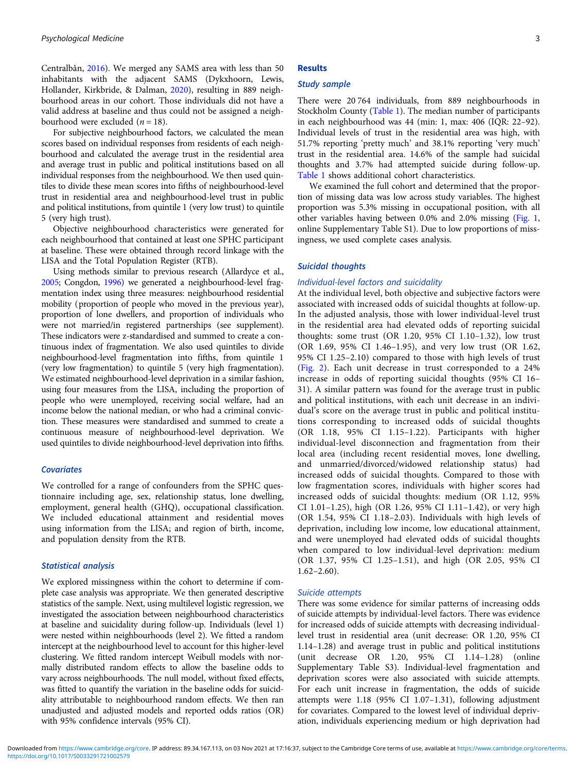Centralbån, 2016). We merged any SAMS area with less than 50 inhabitants with the adjacent SAMS (Dykxhoorn, Lewis, Hollander, Kirkbride, & Dalman, 2020), resulting in 889 neighbourhood areas in our cohort. Those individuals did not have a valid address at baseline and thus could not be assigned a neighbourhood were excluded ($n = 18$).

For subjective neighbourhood factors, we calculated the mean scores based on individual responses from residents of each neighbourhood and calculated the average trust in the residential area and average trust in public and political institutions based on all individual responses from the neighbourhood. We then used quintiles to divide these mean scores into fifths of neighbourhood-level trust in residential area and neighbourhood-level trust in public and political institutions, from quintile 1 (very low trust) to quintile 5 (very high trust).

Objective neighbourhood characteristics were generated for each neighbourhood that contained at least one SPHC participant at baseline. These were obtained through record linkage with the LISA and the Total Population Register (RTB).

Using methods similar to previous research (Allardyce et al., 2005; Congdon, 1996) we generated a neighbourhood-level fragmentation index using three measures: neighbourhood residential mobility (proportion of people who moved in the previous year), proportion of lone dwellers, and proportion of individuals who were not married/in registered partnerships (see supplement). These indicators were z-standardised and summed to create a continuous index of fragmentation. We also used quintiles to divide neighbourhood-level fragmentation into fifths, from quintile 1 (very low fragmentation) to quintile 5 (very high fragmentation). We estimated neighbourhood-level deprivation in a similar fashion, using four measures from the LISA, including the proportion of people who were unemployed, receiving social welfare, had an income below the national median, or who had a criminal conviction. These measures were standardised and summed to create a continuous measure of neighbourhood-level deprivation. We used quintiles to divide neighbourhood-level deprivation into fifths.

### *Covariates*

We controlled for a range of confounders from the SPHC questionnaire including age, sex, relationship status, lone dwelling, employment, general health (GHQ), occupational classification. We included educational attainment and residential moves using information from the LISA; and region of birth, income, and population density from the RTB.

### *Statistical analysis*

We explored missingness within the cohort to determine if complete case analysis was appropriate. We then generated descriptive statistics of the sample. Next, using multilevel logistic regression, we investigated the association between neighbourhood characteristics at baseline and suicidality during follow-up. Individuals (level 1) were nested within neighbourhoods (level 2). We fitted a random intercept at the neighbourhood level to account for this higher-level clustering. We fitted random intercept Weibull models with normally distributed random effects to allow the baseline odds to vary across neighbourhoods. The null model, without fixed effects, was fitted to quantify the variation in the baseline odds for suicidality attributable to neighbourhood random effects. We then ran unadjusted and adjusted models and reported odds ratios (OR) with 95% confidence intervals (95% CI).

## Results

### *Study sample*

There were 20 764 individuals, from 889 neighbourhoods in Stockholm County (Table 1). The median number of participants in each neighbourhood was 44 (min: 1, max: 406 (IQR: 22–92). Individual levels of trust in the residential area was high, with 51.7% reporting 'pretty much' and 38.1% reporting 'very much' trust in the residential area. 14.6% of the sample had suicidal thoughts and 3.7% had attempted suicide during follow-up. Table 1 shows additional cohort characteristics.

We examined the full cohort and determined that the proportion of missing data was low across study variables. The highest proportion was 5.3% missing in occupational position, with all other variables having between 0.0% and 2.0% missing (Fig. 1, online Supplementary Table S1). Due to low proportions of missingness, we used complete cases analysis.

### *Suicidal thoughts*

#### *Individual-level factors and suicidality*

At the individual level, both objective and subjective factors were associated with increased odds of suicidal thoughts at follow-up. In the adjusted analysis, those with lower individual-level trust in the residential area had elevated odds of reporting suicidal thoughts: some trust (OR 1.20, 95% CI 1.10–1.32), low trust (OR 1.69, 95% CI 1.46–1.95), and very low trust (OR 1.62, 95% CI 1.25–2.10) compared to those with high levels of trust (Fig. 2). Each unit decrease in trust corresponded to a 24% increase in odds of reporting suicidal thoughts (95% CI 16–31). A similar pattern was found for the average trust in public and political institutions, with each unit decrease in an individual's score on the average trust in public and political institutions corresponding to increased odds of suicidal thoughts (OR 1.18, 95% CI 1.15–1.22). Participants with higher individual-level disconnection and fragmentation from their local area (including recent residential moves, lone dwelling, and unmarried/divorced/widowed relationship status) had increased odds of suicidal thoughts. Compared to those with low fragmentation scores, individuals with higher scores had increased odds of suicidal thoughts: medium (OR 1.12, 95% CI 1.01–1.25), high (OR 1.26, 95% CI 1.11–1.42), or very high (OR 1.54, 95% CI 1.18–2.03). Individuals with high levels of deprivation, including low income, low educational attainment, and were unemployed had elevated odds of suicidal thoughts when compared to low individual-level deprivation: medium (OR 1.37, 95% CI 1.25–1.51), and high (OR 2.05, 95% CI 1.62–2.60).

#### *Suicide attempts*

There was some evidence for similar patterns of increasing odds of suicide attempts by individual-level factors. There was evidence for increased odds of suicide attempts with decreasing individual-level trust in residential area (unit decrease: OR 1.20, 95% CI 1.14–1.28) and average trust in public and political institutions (unit decrease OR 1.20, 95% CI 1.14–1.28) (online Supplementary Table S3). Individual-level fragmentation and deprivation scores were also associated with suicide attempts. For each unit increase in fragmentation, the odds of suicide attempts were 1.18 (95% CI 1.07–1.31), following adjustment for covariates. Compared to the lowest level of individual deprivation, individuals experiencing medium or high deprivation had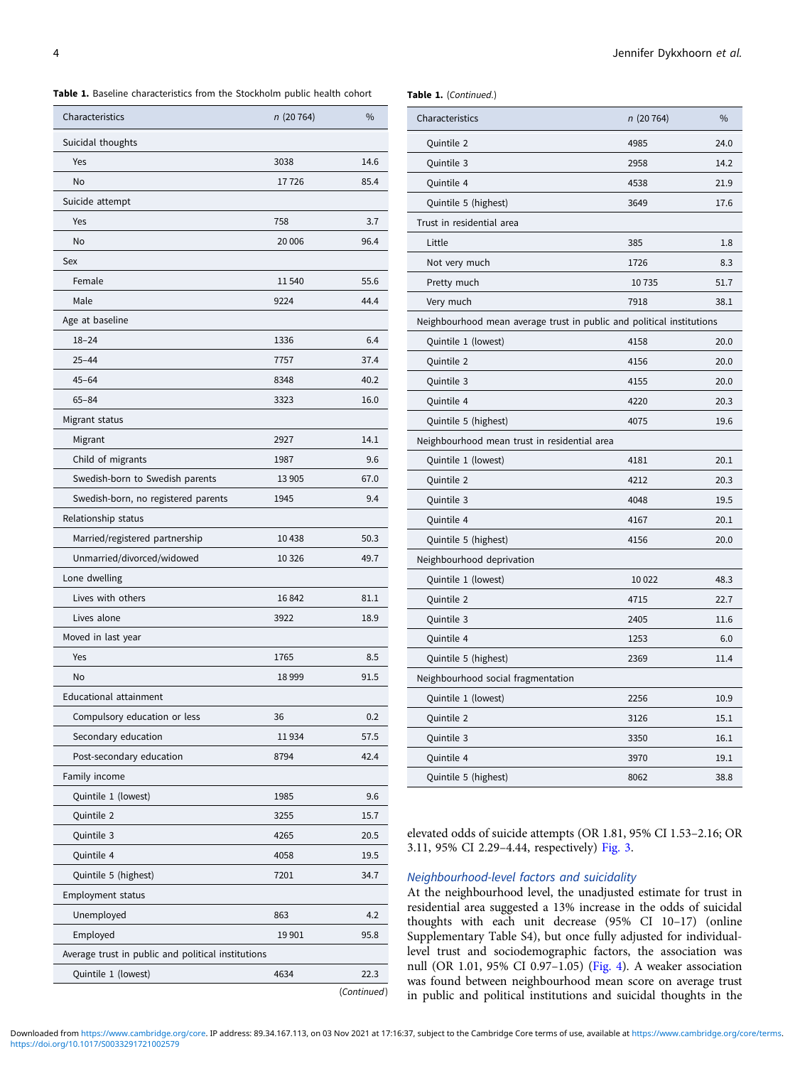**Table 1.** Baseline characteristics from the Stockholm public health cohort

| Characteristics | n (20 764) | % |
| --- | --- | --- |
| Suicidal thoughts | | |
| Yes | 3038 | 14.6 |
| No | 17 726 | 85.4 |
| Suicide attempt | | |
| Yes | 758 | 3.7 |
| No | 20 006 | 96.4 |
| Sex | | |
| Female | 11 540 | 55.6 |
| Male | 9224 | 44.4 |
| Age at baseline | | |
| 18–24 | 1336 | 6.4 |
| 25–44 | 7757 | 37.4 |
| 45–64 | 8348 | 40.2 |
| 65–84 | 3323 | 16.0 |
| Migrant status | | |
| Migrant | 2927 | 14.1 |
| Child of migrants | 1987 | 9.6 |
| Swedish-born to Swedish parents | 13 905 | 67.0 |
| Swedish-born, no registered parents | 1945 | 9.4 |
| Relationship status | | |
| Married/registered partnership | 10 438 | 50.3 |
| Unmarried/divorced/widowed | 10 326 | 49.7 |
| Lone dwelling | | |
| Lives with others | 16 842 | 81.1 |
| Lives alone | 3922 | 18.9 |
| Moved in last year | | |
| Yes | 1765 | 8.5 |
| No | 18 999 | 91.5 |
| Educational attainment | | |
| Compulsory education or less | 36 | 0.2 |
| Secondary education | 11 934 | 57.5 |
| Post-secondary education | 8794 | 42.4 |
| Family income | | |
| Quintile 1 (lowest) | 1985 | 9.6 |
| Quintile 2 | 3255 | 15.7 |
| Quintile 3 | 4265 | 20.5 |
| Quintile 4 | 4058 | 19.5 |
| Quintile 5 (highest) | 7201 | 34.7 |
| Employment status | | |
| Unemployed | 863 | 4.2 |
| Employed | 19 901 | 95.8 |
| Average trust in public and political institutions | | |
| Quintile 1 (lowest) | 4634 | 22.3 |
| Quintile 2 | 4985 | 24.0 |
| Quintile 3 | 2958 | 14.2 |
| Quintile 4 | 4538 | 21.9 |
| Quintile 5 (highest) | 3649 | 17.6 |
| Trust in residential area | | |
| Little | 385 | 1.8 |
| Not very much | 1726 | 8.3 |
| Pretty much | 10 735 | 51.7 |
| Very much | 7918 | 38.1 |
| Neighbourhood mean average trust in public and political institutions | | |
| Quintile 1 (lowest) | 4158 | 20.0 |
| Quintile 2 | 4156 | 20.0 |
| Quintile 3 | 4155 | 20.0 |
| Quintile 4 | 4220 | 20.3 |
| Quintile 5 (highest) | 4075 | 19.6 |
| Neighbourhood mean trust in residential area | | |
| Quintile 1 (lowest) | 4181 | 20.1 |
| Quintile 2 | 4212 | 20.3 |
| Quintile 3 | 4048 | 19.5 |
| Quintile 4 | 4167 | 20.1 |
| Quintile 5 (highest) | 4156 | 20.0 |
| Neighbourhood deprivation | | |
| Quintile 1 (lowest) | 10 022 | 48.3 |
| Quintile 2 | 4715 | 22.7 |
| Quintile 3 | 2405 | 11.6 |
| Quintile 4 | 1253 | 6.0 |
| Quintile 5 (highest) | 2369 | 11.4 |
| Neighbourhood social fragmentation | | |
| Quintile 1 (lowest) | 2256 | 10.9 |
| Quintile 2 | 3126 | 15.1 |
| Quintile 3 | 3350 | 16.1 |
| Quintile 4 | 3970 | 19.1 |
| Quintile 5 (highest) | 8062 | 38.8 |

elevated odds of suicide attempts (OR 1.81, 95% CI 1.53–2.16; OR 3.11, 95% CI 2.29–4.44, respectively) Fig. 3.

### Neighbourhood-level factors and suicidality

At the neighbourhood level, the unadjusted estimate for trust in residential area suggested a 13% increase in the odds of suicidal thoughts with each unit decrease (95% CI 10–17) (online Supplementary Table S4), but once fully adjusted for individual-level trust and sociodemographic factors, the association was null (OR 1.01, 95% CI 0.97–1.05) (Fig. 4). A weaker association was found between neighbourhood mean score on average trust in public and political institutions and suicidal thoughts in the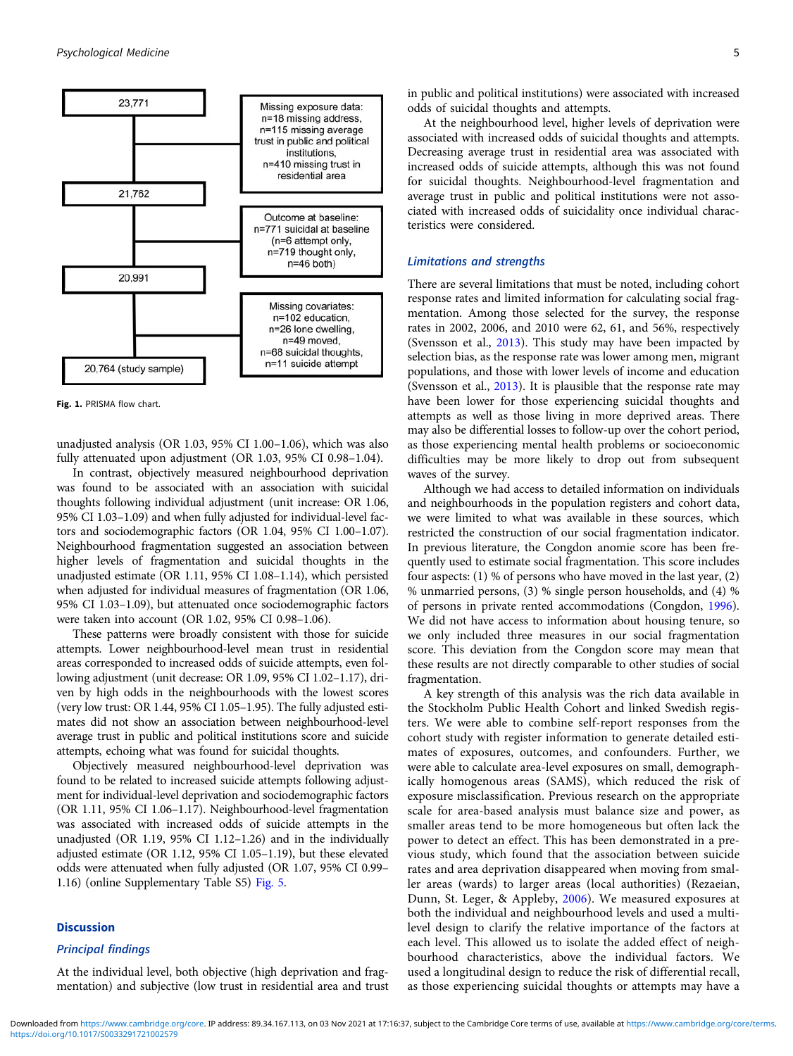23,771

Missing exposure data: n=18 missing address, n=115 missing average trust in public and political institutions, n=410 missing trust in residential area

21,762

Outcome at baseline: n=771 suicidal at baseline (n=6 attempt only, n=719 thought only, n=46 both)

20,991

Missing covariates: n=102 education, n=26 lone dwelling, n=49 moved, n=68 suicidal thoughts, n=11 suicide attempt

20,764 (study sample)

**Fig. 1.** PRISMA flow chart.

unadjusted analysis (OR 1.03, 95% CI 1.00–1.06), which was also fully attenuated upon adjustment (OR 1.03, 95% CI 0.98–1.04).

In contrast, objectively measured neighbourhood deprivation was found to be associated with an association with suicidal thoughts following individual adjustment (unit increase: OR 1.06, 95% CI 1.03–1.09) and when fully adjusted for individual-level factors and sociodemographic factors (OR 1.04, 95% CI 1.00–1.07). Neighbourhood fragmentation suggested an association between higher levels of fragmentation and suicidal thoughts in the unadjusted estimate (OR 1.11, 95% CI 1.08–1.14), which persisted when adjusted for individual measures of fragmentation (OR 1.06, 95% CI 1.03–1.09), but attenuated once sociodemographic factors were taken into account (OR 1.02, 95% CI 0.98–1.06).

These patterns were broadly consistent with those for suicide attempts. Lower neighbourhood-level mean trust in residential areas corresponded to increased odds of suicide attempts, even following adjustment (unit decrease: OR 1.09, 95% CI 1.02–1.17), driven by high odds in the neighbourhoods with the lowest scores (very low trust: OR 1.44, 95% CI 1.05–1.95). The fully adjusted estimates did not show an association between neighbourhood-level average trust in public and political institutions score and suicide attempts, echoing what was found for suicidal thoughts.

Objectively measured neighbourhood-level deprivation was found to be related to increased suicide attempts following adjustment for individual-level deprivation and sociodemographic factors (OR 1.11, 95% CI 1.06–1.17). Neighbourhood-level fragmentation was associated with increased odds of suicide attempts in the unadjusted (OR 1.19, 95% CI 1.12–1.26) and in the individually adjusted estimate (OR 1.12, 95% CI 1.05–1.19), but these elevated odds were attenuated when fully adjusted (OR 1.07, 95% CI 0.99–1.16) (online Supplementary Table S5) Fig. 5.

## Discussion

### Principal findings

At the individual level, both objective (high deprivation and fragmentation) and subjective (low trust in residential area and trust in public and political institutions) were associated with increased odds of suicidal thoughts and attempts.

At the neighbourhood level, higher levels of deprivation were associated with increased odds of suicidal thoughts and attempts. Decreasing average trust in residential area was associated with increased odds of suicide attempts, although this was not found for suicidal thoughts. Neighbourhood-level fragmentation and average trust in public and political institutions were not associated with increased odds of suicidality once individual characteristics were considered.

### Limitations and strengths

There are several limitations that must be noted, including cohort response rates and limited information for calculating social fragmentation. Among those selected for the survey, the response rates in 2002, 2006, and 2010 were 62, 61, and 56%, respectively (Svensson et al., 2013). This study may have been impacted by selection bias, as the response rate was lower among men, migrant populations, and those with lower levels of income and education (Svensson et al., 2013). It is plausible that the response rate may have been lower for those experiencing suicidal thoughts and attempts as well as those living in more deprived areas. There may also be differential losses to follow-up over the cohort period, as those experiencing mental health problems or socioeconomic difficulties may be more likely to drop out from subsequent waves of the survey.

Although we had access to detailed information on individuals and neighbourhoods in the population registers and cohort data, we were limited to what was available in these sources, which restricted the construction of our social fragmentation indicator. In previous literature, the Congdon anomie score has been frequently used to estimate social fragmentation. This score includes four aspects: (1) % of persons who have moved in the last year, (2) % unmarried persons, (3) % single person households, and (4) % of persons in private rented accommodations (Congdon, 1996). We did not have access to information about housing tenure, so we only included three measures in our social fragmentation score. This deviation from the Congdon score may mean that these results are not directly comparable to other studies of social fragmentation.

A key strength of this analysis was the rich data available in the Stockholm Public Health Cohort and linked Swedish registers. We were able to combine self-report responses from the cohort study with register information to generate detailed estimates of exposures, outcomes, and confounders. Further, we were able to calculate area-level exposures on small, demographically homogenous areas (SAMS), which reduced the risk of exposure misclassification. Previous research on the appropriate scale for area-based analysis must balance size and power, as smaller areas tend to be more homogeneous but often lack the power to detect an effect. This has been demonstrated in a previous study, which found that the association between suicide rates and area deprivation disappeared when moving from smaller areas (wards) to larger areas (local authorities) (Rezaeian, Dunn, St. Leger, & Appleby, 2006). We measured exposures at both the individual and neighbourhood levels and used a multilevel design to clarify the relative importance of the factors at each level. This allowed us to isolate the added effect of neighbourhood characteristics, above the individual factors. We used a longitudinal design to reduce the risk of differential recall, as those experiencing suicidal thoughts or attempts may have a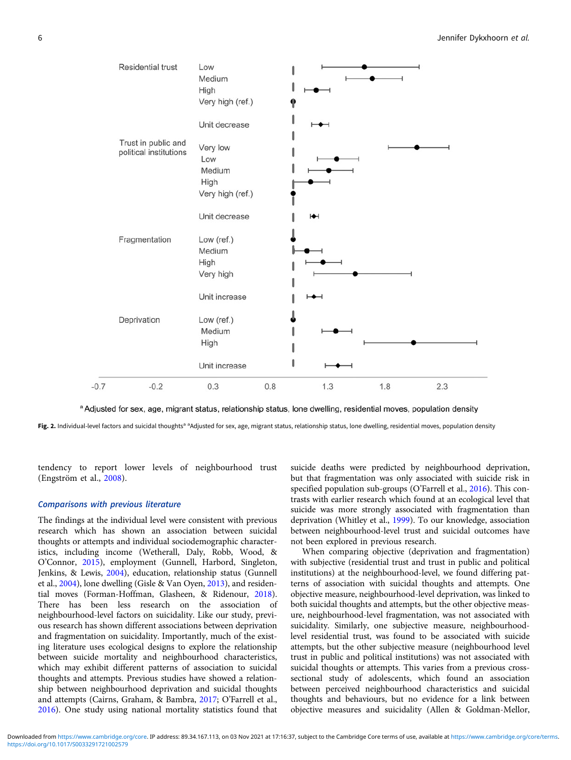Fig. 2. Individual-level factors and suicidal thoughts[a] [a]Adjusted for sex, age, migrant status, relationship status, lone dwelling, residential moves, population density

tendency to report lower levels of neighbourhood trust (Engström et al., 2008).

### Comparisons with previous literature

The findings at the individual level were consistent with previous research which has shown an association between suicidal thoughts or attempts and individual sociodemographic characteristics, including income (Wetherall, Daly, Robb, Wood, & O'Connor, 2015), employment (Gunnell, Harbord, Singleton, Jenkins, & Lewis, 2004), education, relationship status (Gunnell et al., 2004), lone dwelling (Gisle & Van Oyen, 2013), and residential moves (Forman-Hoffman, Glasheen, & Ridenour, 2018). There has been less research on the association of neighbourhood-level factors on suicidality. Like our study, previous research has shown different associations between deprivation and fragmentation on suicidality. Importantly, much of the existing literature uses ecological designs to explore the relationship between suicide mortality and neighbourhood characteristics, which may exhibit different patterns of association to suicidal thoughts and attempts. Previous studies have showed a relationship between neighbourhood deprivation and suicidal thoughts and attempts (Cairns, Graham, & Bambra, 2017; O'Farrell et al., 2016). One study using national mortality statistics found that suicide deaths were predicted by neighbourhood deprivation, but that fragmentation was only associated with suicide risk in specified population sub-groups (O'Farrell et al., 2016). This contrasts with earlier research which found at an ecological level that suicide was more strongly associated with fragmentation than deprivation (Whitley et al., 1999). To our knowledge, association between neighbourhood-level trust and suicidal outcomes have not been explored in previous research.

When comparing objective (deprivation and fragmentation) with subjective (residential trust and trust in public and political institutions) at the neighbourhood-level, we found differing patterns of association with suicidal thoughts and attempts. One objective measure, neighbourhood-level deprivation, was linked to both suicidal thoughts and attempts, but the other objective measure, neighbourhood-level fragmentation, was not associated with suicidality. Similarly, one subjective measure, neighbourhood-level residential trust, was found to be associated with suicide attempts, but the other subjective measure (neighbourhood level trust in public and political institutions) was not associated with suicidal thoughts or attempts. This varies from a previous cross-sectional study of adolescents, which found an association between perceived neighbourhood characteristics and suicidal thoughts and behaviours, but no evidence for a link between objective measures and suicidality (Allen & Goldman-Mellor,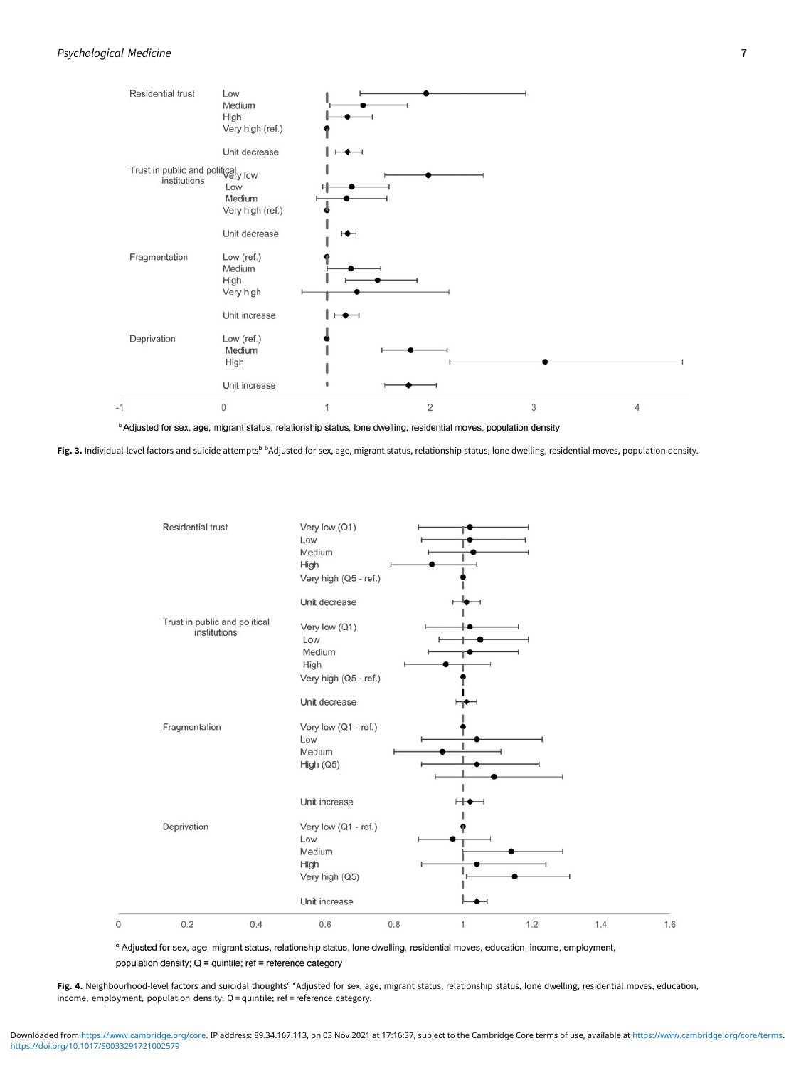Residential trust Low  
Medium  
High  
Very high (ref.)

Unit decrease

Trust in public and political institutions Very low  
Low  
Medium  
Very high (ref.)

Unit decrease

Fragmentation Low (ref.)  
Medium  
High  
Very high

Unit increase

Deprivation Low (ref.)  
Medium  
High

Unit increase

-1 0 1 2 3 4

[b] Adjusted for sex, age, migrant status, relationship status, lone dwelling, residential moves, population density

**Fig. 3.** Individual-level factors and suicide attempts[b] [b]Adjusted for sex, age, migrant status, relationship status, lone dwelling, residential moves, population density.

Residential trust Very low (Q1)  
Low  
Medium  
High  
Very high (Q5 - ref.)

Unit decrease

Trust in public and political institutions Very low (Q1)  
Low  
Medium  
High  
Very high (Q5 - ref.)

Unit decrease

Fragmentation Very low (Q1 - ref.)  
Low  
Medium  
High (Q5)

Unit increase

Deprivation Very low (Q1 - ref.)  
Low  
Medium  
High  
Very high (Q5)

Unit increase

0 0.2 0.4 0.6 0.8 1 1.2 1.4 1.6

[c] Adjusted for sex, age, migrant status, relationship status, lone dwelling, residential moves, education, income, employment, population density; Q = quintile; ref = reference category

**Fig. 4.** Neighbourhood-level factors and suicidal thoughts[c] [c]Adjusted for sex, age, migrant status, relationship status, lone dwelling, residential moves, education, income, employment, population density; Q = quintile; ref = reference category.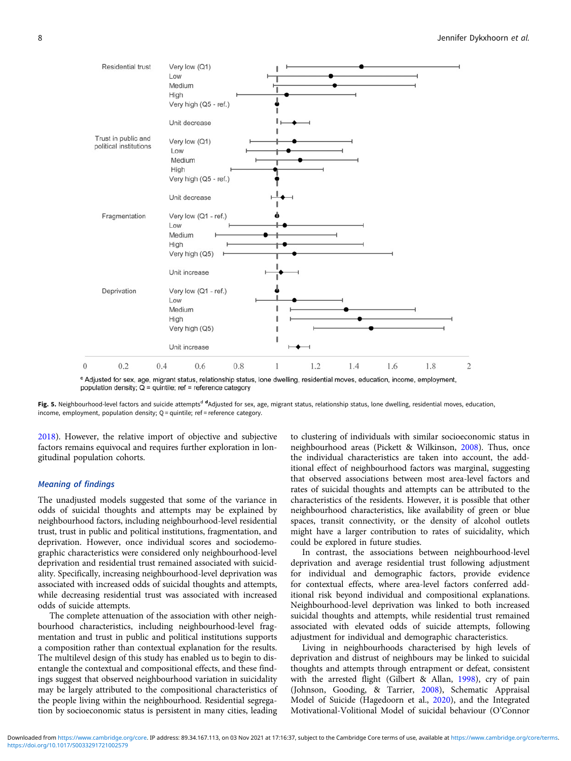Residential trust — Very low (Q1), Low, Medium, High, Very high (Q5 - ref.), Unit decrease

Trust in public and political institutions — Very low (Q1), Low, Medium, High, Very high (Q5 - ref.), Unit decrease

Fragmentation — Very low (Q1 - ref.), Low, Medium, High, Very high (Q5), Unit increase

Deprivation — Very low (Q1 - ref.), Low, Medium, High, Very high (Q5), Unit increase

0 0.2 0.4 0.6 0.8 1 1.2 1.4 1.6 1.8 2

[c] Adjusted for sex, age, migrant status, relationship status, lone dwelling, residential moves, education, income, employment, population density; Q = quintile; ref = reference category

**Fig. 5.** Neighbourhood-level factors and suicide attempts[d] [d]Adjusted for sex, age, migrant status, relationship status, lone dwelling, residential moves, education, income, employment, population density; Q = quintile; ref = reference category.

2018). However, the relative import of objective and subjective factors remains equivocal and requires further exploration in longitudinal population cohorts.

### Meaning of findings

The unadjusted models suggested that some of the variance in odds of suicidal thoughts and attempts may be explained by neighbourhood factors, including neighbourhood-level residential trust, trust in public and political institutions, fragmentation, and deprivation. However, once individual scores and sociodemographic characteristics were considered only neighbourhood-level deprivation and residential trust remained associated with suicidality. Specifically, increasing neighbourhood-level deprivation was associated with increased odds of suicidal thoughts and attempts, while decreasing residential trust was associated with increased odds of suicide attempts.

The complete attenuation of the association with other neighbourhood characteristics, including neighbourhood-level fragmentation and trust in public and political institutions supports a composition rather than contextual explanation for the results. The multilevel design of this study has enabled us to begin to disentangle the contextual and compositional effects, and these findings suggest that observed neighbourhood variation in suicidality may be largely attributed to the compositional characteristics of the people living within the neighbourhood. Residential segregation by socioeconomic status is persistent in many cities, leading to clustering of individuals with similar socioeconomic status in neighbourhood areas (Pickett & Wilkinson, 2008). Thus, once the individual characteristics are taken into account, the additional effect of neighbourhood factors was marginal, suggesting that observed associations between most area-level factors and rates of suicidal thoughts and attempts can be attributed to the characteristics of the residents. However, it is possible that other neighbourhood characteristics, like availability of green or blue spaces, transit connectivity, or the density of alcohol outlets might have a larger contribution to rates of suicidality, which could be explored in future studies.

In contrast, the associations between neighbourhood-level deprivation and average residential trust following adjustment for individual and demographic factors, provide evidence for contextual effects, where area-level factors conferred additional risk beyond individual and compositional explanations. Neighbourhood-level deprivation was linked to both increased suicidal thoughts and attempts, while residential trust remained associated with elevated odds of suicide attempts, following adjustment for individual and demographic characteristics.

Living in neighbourhoods characterised by high levels of deprivation and distrust of neighbours may be linked to suicidal thoughts and attempts through entrapment or defeat, consistent with the arrested flight (Gilbert & Allan, 1998), cry of pain (Johnson, Gooding, & Tarrier, 2008), Schematic Appraisal Model of Suicide (Hagedoorn et al., 2020), and the Integrated Motivational-Volitional Model of suicidal behaviour (O'Connor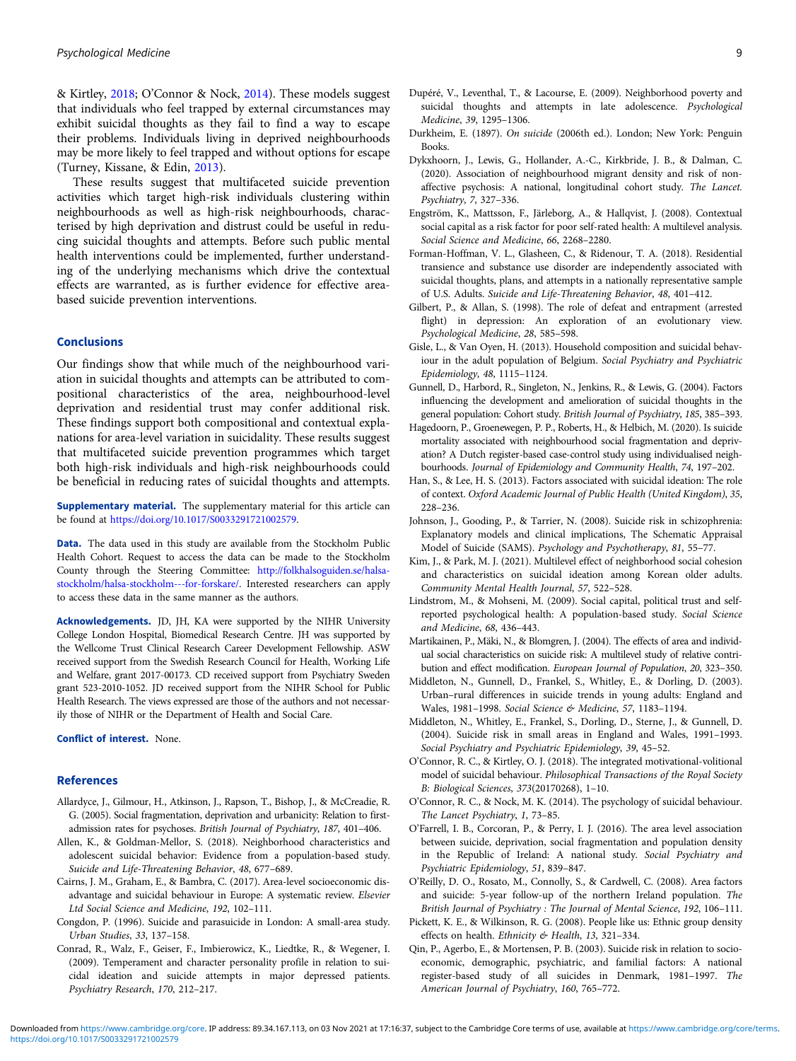& Kirtley, 2018; O'Connor & Nock, 2014). These models suggest that individuals who feel trapped by external circumstances may exhibit suicidal thoughts as they fail to find a way to escape their problems. Individuals living in deprived neighbourhoods may be more likely to feel trapped and without options for escape (Turney, Kissane, & Edin, 2013).

These results suggest that multifaceted suicide prevention activities which target high-risk individuals clustering within neighbourhoods as well as high-risk neighbourhoods, characterised by high deprivation and distrust could be useful in reducing suicidal thoughts and attempts. Before such public mental health interventions could be implemented, further understanding of the underlying mechanisms which drive the contextual effects are warranted, as is further evidence for effective area-based suicide prevention interventions.

## Conclusions

Our findings show that while much of the neighbourhood variation in suicidal thoughts and attempts can be attributed to compositional characteristics of the area, neighbourhood-level deprivation and residential trust may confer additional risk. These findings support both compositional and contextual explanations for area-level variation in suicidality. These results suggest that multifaceted suicide prevention programmes which target both high-risk individuals and high-risk neighbourhoods could be beneficial in reducing rates of suicidal thoughts and attempts.

**Supplementary material.** The supplementary material for this article can be found at https://doi.org/10.1017/S0033291721002579.

**Data.** The data used in this study are available from the Stockholm Public Health Cohort. Request to access the data can be made to the Stockholm County through the Steering Committee: http://folkhalsoguiden.se/halsa-stockholm/halsa-stockholm---for-forskare/. Interested researchers can apply to access these data in the same manner as the authors.

**Acknowledgements.** JD, JH, KA were supported by the NIHR University College London Hospital, Biomedical Research Centre. JH was supported by the Wellcome Trust Clinical Research Career Development Fellowship. ASW received support from the Swedish Research Council for Health, Working Life and Welfare, grant 2017-00173. CD received support from Psychiatry Sweden grant 523-2010-1052. JD received support from the NIHR School for Public Health Research. The views expressed are those of the authors and not necessarily those of NIHR or the Department of Health and Social Care.

**Conflict of interest.** None.

## References

Allardyce, J., Gilmour, H., Atkinson, J., Rapson, T., Bishop, J., & McCreadie, R. G. (2005). Social fragmentation, deprivation and urbanicity: Relation to first-admission rates for psychoses. *British Journal of Psychiatry*, *187*, 401–406.

Allen, K., & Goldman-Mellor, S. (2018). Neighborhood characteristics and adolescent suicidal behavior: Evidence from a population-based study. *Suicide and Life-Threatening Behavior*, *48*, 677–689.

Cairns, J. M., Graham, E., & Bambra, C. (2017). Area-level socioeconomic disadvantage and suicidal behaviour in Europe: A systematic review. *Elsevier Ltd Social Science and Medicine*, *192*, 102–111.

Congdon, P. (1996). Suicide and parasuicide in London: A small-area study. *Urban Studies*, *33*, 137–158.

Conrad, R., Walz, F., Geiser, F., Imbierowicz, K., Liedtke, R., & Wegener, I. (2009). Temperament and character personality profile in relation to suicidal ideation and suicide attempts in major depressed patients. *Psychiatry Research*, *170*, 212–217.

Dupéré, V., Leventhal, T., & Lacourse, E. (2009). Neighborhood poverty and suicidal thoughts and attempts in late adolescence. *Psychological Medicine*, *39*, 1295–1306.

Durkheim, E. (1897). *On suicide* (2006th ed.). London; New York: Penguin Books.

Dykxhoorn, J., Lewis, G., Hollander, A.-C., Kirkbride, J. B., & Dalman, C. (2020). Association of neighbourhood migrant density and risk of non-affective psychosis: A national, longitudinal cohort study. *The Lancet. Psychiatry*, *7*, 327–336.

Engström, K., Mattsson, F., Järleborg, A., & Hallqvist, J. (2008). Contextual social capital as a risk factor for poor self-rated health: A multilevel analysis. *Social Science and Medicine*, *66*, 2268–2280.

Forman-Hoffman, V. L., Glasheen, C., & Ridenour, T. A. (2018). Residential transience and substance use disorder are independently associated with suicidal thoughts, plans, and attempts in a nationally representative sample of U.S. Adults. *Suicide and Life-Threatening Behavior*, *48*, 401–412.

Gilbert, P., & Allan, S. (1998). The role of defeat and entrapment (arrested flight) in depression: An exploration of an evolutionary view. *Psychological Medicine*, *28*, 585–598.

Gisle, L., & Van Oyen, H. (2013). Household composition and suicidal behaviour in the adult population of Belgium. *Social Psychiatry and Psychiatric Epidemiology*, *48*, 1115–1124.

Gunnell, D., Harbord, R., Singleton, N., Jenkins, R., & Lewis, G. (2004). Factors influencing the development and amelioration of suicidal thoughts in the general population: Cohort study. *British Journal of Psychiatry*, *185*, 385–393.

Hagedoorn, P., Groenewegen, P. P., Roberts, H., & Helbich, M. (2020). Is suicide mortality associated with neighbourhood social fragmentation and deprivation? A Dutch register-based case-control study using individualised neighbourhoods. *Journal of Epidemiology and Community Health*, *74*, 197–202.

Han, S., & Lee, H. S. (2013). Factors associated with suicidal ideation: The role of context. *Oxford Academic Journal of Public Health (United Kingdom)*, *35*, 228–236.

Johnson, J., Gooding, P., & Tarrier, N. (2008). Suicide risk in schizophrenia: Explanatory models and clinical implications, The Schematic Appraisal Model of Suicide (SAMS). *Psychology and Psychotherapy*, *81*, 55–77.

Kim, J., & Park, M. J. (2021). Multilevel effect of neighborhood social cohesion and characteristics on suicidal ideation among Korean older adults. *Community Mental Health Journal*, *57*, 522–528.

Lindstrom, M., & Mohseni, M. (2009). Social capital, political trust and self-reported psychological health: A population-based study. *Social Science and Medicine*, *68*, 436–443.

Martikainen, P., Mäki, N., & Blomgren, J. (2004). The effects of area and individual social characteristics on suicide risk: A multilevel study of relative contribution and effect modification. *European Journal of Population*, *20*, 323–350.

Middleton, N., Gunnell, D., Frankel, S., Whitley, E., & Dorling, D. (2003). Urban–rural differences in suicide trends in young adults: England and Wales, 1981–1998. *Social Science & Medicine*, *57*, 1183–1194.

Middleton, N., Whitley, E., Frankel, S., Dorling, D., Sterne, J., & Gunnell, D. (2004). Suicide risk in small areas in England and Wales, 1991–1993. *Social Psychiatry and Psychiatric Epidemiology*, *39*, 45–52.

O'Connor, R. C., & Kirtley, O. J. (2018). The integrated motivational-volitional model of suicidal behaviour. *Philosophical Transactions of the Royal Society B: Biological Sciences*, *373*(20170268), 1–10.

O'Connor, R. C., & Nock, M. K. (2014). The psychology of suicidal behaviour. *The Lancet Psychiatry*, *1*, 73–85.

O'Farrell, I. B., Corcoran, P., & Perry, I. J. (2016). The area level association between suicide, deprivation, social fragmentation and population density in the Republic of Ireland: A national study. *Social Psychiatry and Psychiatric Epidemiology*, *51*, 839–847.

O'Reilly, D. O., Rosato, M., Connolly, S., & Cardwell, C. (2008). Area factors and suicide: 5-year follow-up of the northern Ireland population. *The British Journal of Psychiatry : The Journal of Mental Science*, *192*, 106–111.

Pickett, K. E., & Wilkinson, R. G. (2008). People like us: Ethnic group density effects on health. *Ethnicity & Health*, *13*, 321–334.

Qin, P., Agerbo, E., & Mortensen, P. B. (2003). Suicide risk in relation to socioeconomic, demographic, psychiatric, and familial factors: A national register-based study of all suicides in Denmark, 1981–1997. *The American Journal of Psychiatry*, *160*, 765–772.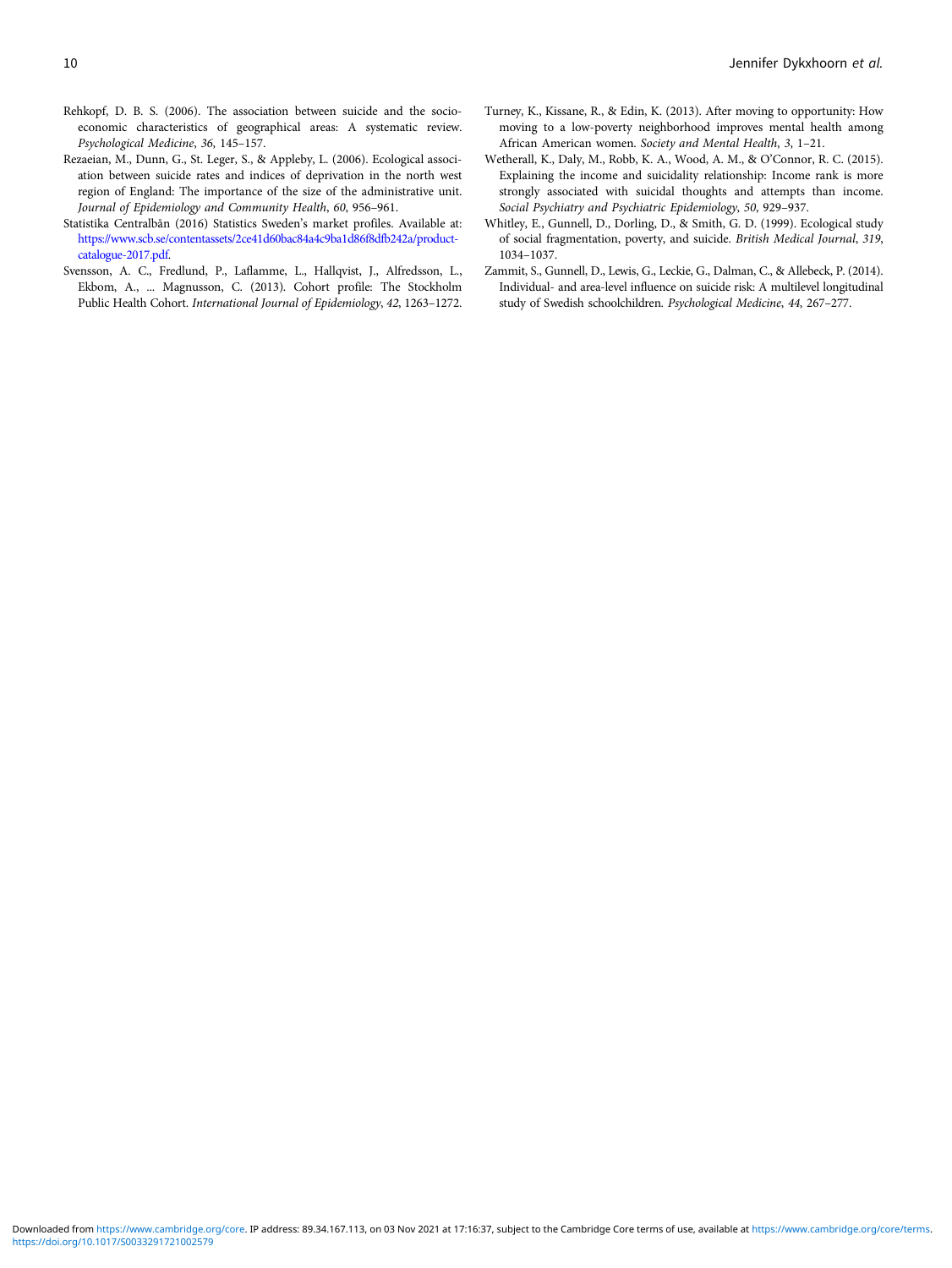Rehkopf, D. B. S. (2006). The association between suicide and the socio-economic characteristics of geographical areas: A systematic review. *Psychological Medicine*, *36*, 145–157.

Rezaeian, M., Dunn, G., St. Leger, S., & Appleby, L. (2006). Ecological association between suicide rates and indices of deprivation in the north west region of England: The importance of the size of the administrative unit. *Journal of Epidemiology and Community Health*, *60*, 956–961.

Statistika Centralbån (2016) Statistics Sweden's market profiles. Available at: https://www.scb.se/contentassets/2ce41d60bac84a4c9ba1d86f8dfb242a/product-catalogue-2017.pdf.

Svensson, A. C., Fredlund, P., Laflamme, L., Hallqvist, J., Alfredsson, L., Ekbom, A., … Magnusson, C. (2013). Cohort profile: The Stockholm Public Health Cohort. *International Journal of Epidemiology*, *42*, 1263–1272.

Turney, K., Kissane, R., & Edin, K. (2013). After moving to opportunity: How moving to a low-poverty neighborhood improves mental health among African American women. *Society and Mental Health*, *3*, 1–21.

Wetherall, K., Daly, M., Robb, K. A., Wood, A. M., & O'Connor, R. C. (2015). Explaining the income and suicidality relationship: Income rank is more strongly associated with suicidal thoughts and attempts than income. *Social Psychiatry and Psychiatric Epidemiology*, *50*, 929–937.

Whitley, E., Gunnell, D., Dorling, D., & Smith, G. D. (1999). Ecological study of social fragmentation, poverty, and suicide. *British Medical Journal*, *319*, 1034–1037.

Zammit, S., Gunnell, D., Lewis, G., Leckie, G., Dalman, C., & Allebeck, P. (2014). Individual- and area-level influence on suicide risk: A multilevel longitudinal study of Swedish schoolchildren. *Psychological Medicine*, *44*, 267–277.